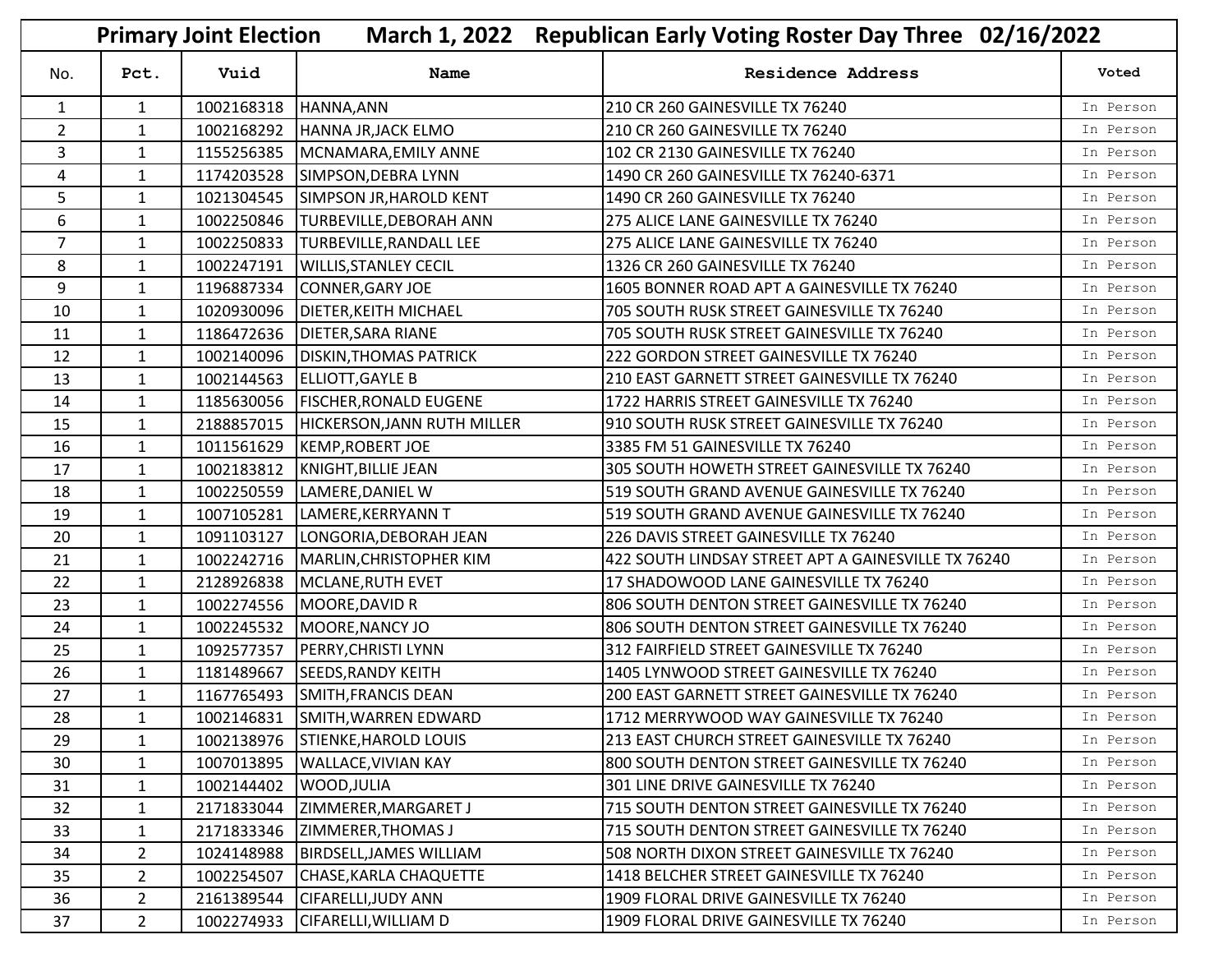# Primary Joint Election March 1, 2022 Republican Early Voting Roster Day Three 02/16/2022

| No. | Pct. | Vuid | Name | Residence Address | Voted |
|---|---|---|---|---|---|
| 1 | 1 | 1002168318 | HANNA,ANN | 210 CR 260 GAINESVILLE TX 76240 | In Person |
| 2 | 1 | 1002168292 | HANNA JR,JACK ELMO | 210 CR 260 GAINESVILLE TX 76240 | In Person |
| 3 | 1 | 1155256385 | MCNAMARA,EMILY ANNE | 102 CR 2130 GAINESVILLE TX 76240 | In Person |
| 4 | 1 | 1174203528 | SIMPSON,DEBRA LYNN | 1490 CR 260 GAINESVILLE TX 76240-6371 | In Person |
| 5 | 1 | 1021304545 | SIMPSON JR,HAROLD KENT | 1490 CR 260 GAINESVILLE TX 76240 | In Person |
| 6 | 1 | 1002250846 | TURBEVILLE,DEBORAH ANN | 275 ALICE LANE GAINESVILLE TX 76240 | In Person |
| 7 | 1 | 1002250833 | TURBEVILLE,RANDALL LEE | 275 ALICE LANE GAINESVILLE TX 76240 | In Person |
| 8 | 1 | 1002247191 | WILLIS,STANLEY CECIL | 1326 CR 260 GAINESVILLE TX 76240 | In Person |
| 9 | 1 | 1196887334 | CONNER,GARY JOE | 1605 BONNER ROAD APT A GAINESVILLE TX 76240 | In Person |
| 10 | 1 | 1020930096 | DIETER,KEITH MICHAEL | 705 SOUTH RUSK STREET GAINESVILLE TX 76240 | In Person |
| 11 | 1 | 1186472636 | DIETER,SARA RIANE | 705 SOUTH RUSK STREET GAINESVILLE TX 76240 | In Person |
| 12 | 1 | 1002140096 | DISKIN,THOMAS PATRICK | 222 GORDON STREET GAINESVILLE TX 76240 | In Person |
| 13 | 1 | 1002144563 | ELLIOTT,GAYLE B | 210 EAST GARNETT STREET GAINESVILLE TX 76240 | In Person |
| 14 | 1 | 1185630056 | FISCHER,RONALD EUGENE | 1722 HARRIS STREET GAINESVILLE TX 76240 | In Person |
| 15 | 1 | 2188857015 | HICKERSON,JANN RUTH MILLER | 910 SOUTH RUSK STREET GAINESVILLE TX 76240 | In Person |
| 16 | 1 | 1011561629 | KEMP,ROBERT JOE | 3385 FM 51 GAINESVILLE TX 76240 | In Person |
| 17 | 1 | 1002183812 | KNIGHT,BILLIE JEAN | 305 SOUTH HOWETH STREET GAINESVILLE TX 76240 | In Person |
| 18 | 1 | 1002250559 | LAMERE,DANIEL W | 519 SOUTH GRAND AVENUE GAINESVILLE TX 76240 | In Person |
| 19 | 1 | 1007105281 | LAMERE,KERRYANN T | 519 SOUTH GRAND AVENUE GAINESVILLE TX 76240 | In Person |
| 20 | 1 | 1091103127 | LONGORIA,DEBORAH JEAN | 226 DAVIS STREET GAINESVILLE TX 76240 | In Person |
| 21 | 1 | 1002242716 | MARLIN,CHRISTOPHER KIM | 422 SOUTH LINDSAY STREET APT A GAINESVILLE TX 76240 | In Person |
| 22 | 1 | 2128926838 | MCLANE,RUTH EVET | 17 SHADOWOOD LANE GAINESVILLE TX 76240 | In Person |
| 23 | 1 | 1002274556 | MOORE,DAVID R | 806 SOUTH DENTON STREET GAINESVILLE TX 76240 | In Person |
| 24 | 1 | 1002245532 | MOORE,NANCY JO | 806 SOUTH DENTON STREET GAINESVILLE TX 76240 | In Person |
| 25 | 1 | 1092577357 | PERRY,CHRISTI LYNN | 312 FAIRFIELD STREET GAINESVILLE TX 76240 | In Person |
| 26 | 1 | 1181489667 | SEEDS,RANDY KEITH | 1405 LYNWOOD STREET GAINESVILLE TX 76240 | In Person |
| 27 | 1 | 1167765493 | SMITH,FRANCIS DEAN | 200 EAST GARNETT STREET GAINESVILLE TX 76240 | In Person |
| 28 | 1 | 1002146831 | SMITH,WARREN EDWARD | 1712 MERRYWOOD WAY GAINESVILLE TX 76240 | In Person |
| 29 | 1 | 1002138976 | STIENKE,HAROLD LOUIS | 213 EAST CHURCH STREET GAINESVILLE TX 76240 | In Person |
| 30 | 1 | 1007013895 | WALLACE,VIVIAN KAY | 800 SOUTH DENTON STREET GAINESVILLE TX 76240 | In Person |
| 31 | 1 | 1002144402 | WOOD,JULIA | 301 LINE DRIVE GAINESVILLE TX 76240 | In Person |
| 32 | 1 | 2171833044 | ZIMMERER,MARGARET J | 715 SOUTH DENTON STREET GAINESVILLE TX 76240 | In Person |
| 33 | 1 | 2171833346 | ZIMMERER,THOMAS J | 715 SOUTH DENTON STREET GAINESVILLE TX 76240 | In Person |
| 34 | 2 | 1024148988 | BIRDSELL,JAMES WILLIAM | 508 NORTH DIXON STREET GAINESVILLE TX 76240 | In Person |
| 35 | 2 | 1002254507 | CHASE,KARLA CHAQUETTE | 1418 BELCHER STREET GAINESVILLE TX 76240 | In Person |
| 36 | 2 | 2161389544 | CIFARELLI,JUDY ANN | 1909 FLORAL DRIVE GAINESVILLE TX 76240 | In Person |
| 37 | 2 | 1002274933 | CIFARELLI,WILLIAM D | 1909 FLORAL DRIVE GAINESVILLE TX 76240 | In Person |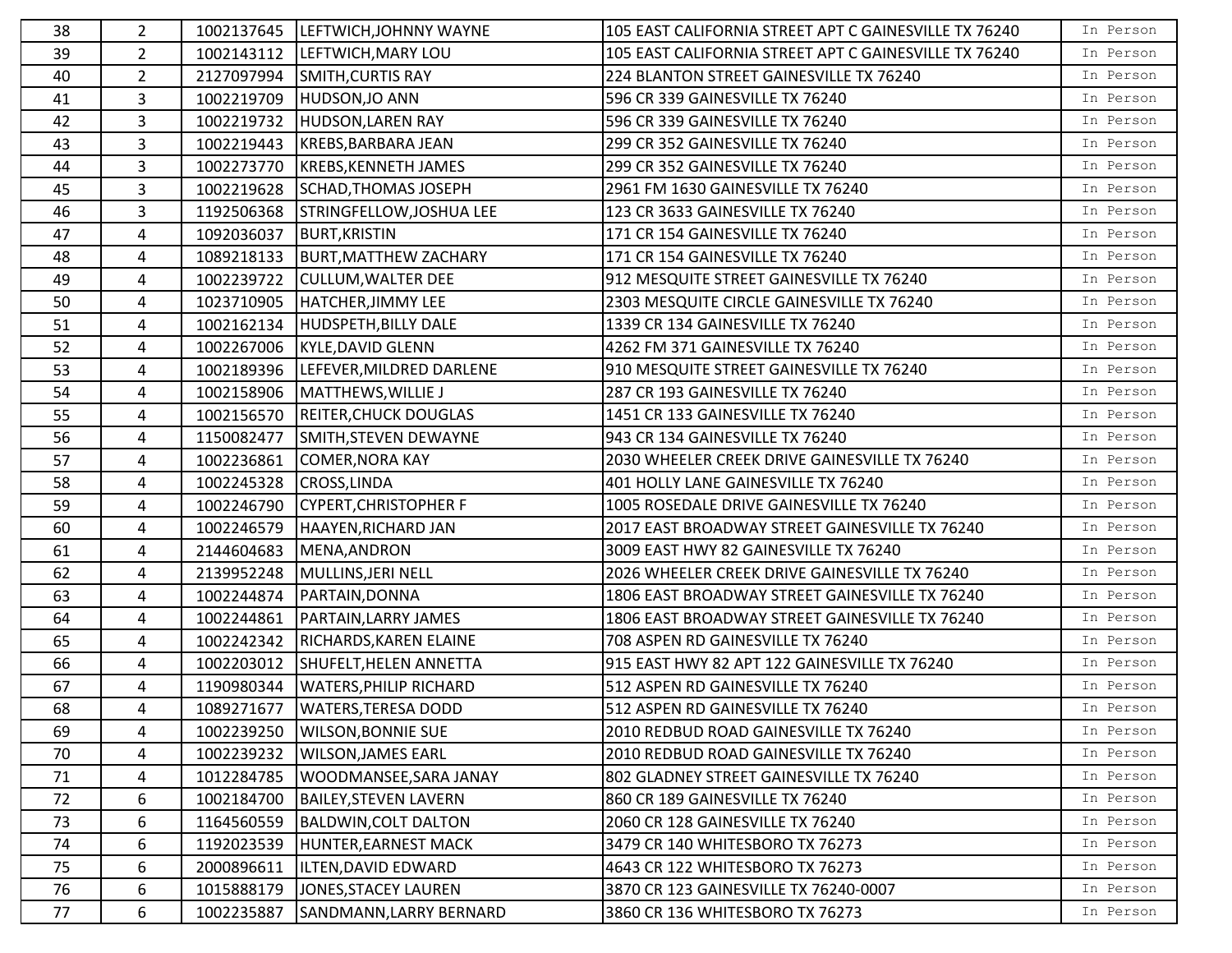| | | | | | |
|---|---|---|---|---|---|
| 38 | 2 | 1002137645 | LEFTWICH,JOHNNY WAYNE | 105 EAST CALIFORNIA STREET APT C GAINESVILLE TX 76240 | In Person |
| 39 | 2 | 1002143112 | LEFTWICH,MARY LOU | 105 EAST CALIFORNIA STREET APT C GAINESVILLE TX 76240 | In Person |
| 40 | 2 | 2127097994 | SMITH,CURTIS RAY | 224 BLANTON STREET GAINESVILLE TX 76240 | In Person |
| 41 | 3 | 1002219709 | HUDSON,JO ANN | 596 CR 339 GAINESVILLE TX 76240 | In Person |
| 42 | 3 | 1002219732 | HUDSON,LAREN RAY | 596 CR 339 GAINESVILLE TX 76240 | In Person |
| 43 | 3 | 1002219443 | KREBS,BARBARA JEAN | 299 CR 352 GAINESVILLE TX 76240 | In Person |
| 44 | 3 | 1002273770 | KREBS,KENNETH JAMES | 299 CR 352 GAINESVILLE TX 76240 | In Person |
| 45 | 3 | 1002219628 | SCHAD,THOMAS JOSEPH | 2961 FM 1630 GAINESVILLE TX 76240 | In Person |
| 46 | 3 | 1192506368 | STRINGFELLOW,JOSHUA LEE | 123 CR 3633 GAINESVILLE TX 76240 | In Person |
| 47 | 4 | 1092036037 | BURT,KRISTIN | 171 CR 154 GAINESVILLE TX 76240 | In Person |
| 48 | 4 | 1089218133 | BURT,MATTHEW ZACHARY | 171 CR 154 GAINESVILLE TX 76240 | In Person |
| 49 | 4 | 1002239722 | CULLUM,WALTER DEE | 912 MESQUITE STREET GAINESVILLE TX 76240 | In Person |
| 50 | 4 | 1023710905 | HATCHER,JIMMY LEE | 2303 MESQUITE CIRCLE GAINESVILLE TX 76240 | In Person |
| 51 | 4 | 1002162134 | HUDSPETH,BILLY DALE | 1339 CR 134 GAINESVILLE TX 76240 | In Person |
| 52 | 4 | 1002267006 | KYLE,DAVID GLENN | 4262 FM 371 GAINESVILLE TX 76240 | In Person |
| 53 | 4 | 1002189396 | LEFEVER,MILDRED DARLENE | 910 MESQUITE STREET GAINESVILLE TX 76240 | In Person |
| 54 | 4 | 1002158906 | MATTHEWS,WILLIE J | 287 CR 193 GAINESVILLE TX 76240 | In Person |
| 55 | 4 | 1002156570 | REITER,CHUCK DOUGLAS | 1451 CR 133 GAINESVILLE TX 76240 | In Person |
| 56 | 4 | 1150082477 | SMITH,STEVEN DEWAYNE | 943 CR 134 GAINESVILLE TX 76240 | In Person |
| 57 | 4 | 1002236861 | COMER,NORA KAY | 2030 WHEELER CREEK DRIVE GAINESVILLE TX 76240 | In Person |
| 58 | 4 | 1002245328 | CROSS,LINDA | 401 HOLLY LANE GAINESVILLE TX 76240 | In Person |
| 59 | 4 | 1002246790 | CYPERT,CHRISTOPHER F | 1005 ROSEDALE DRIVE GAINESVILLE TX 76240 | In Person |
| 60 | 4 | 1002246579 | HAAYEN,RICHARD JAN | 2017 EAST BROADWAY STREET GAINESVILLE TX 76240 | In Person |
| 61 | 4 | 2144604683 | MENA,ANDRON | 3009 EAST HWY 82 GAINESVILLE TX 76240 | In Person |
| 62 | 4 | 2139952248 | MULLINS,JERI NELL | 2026 WHEELER CREEK DRIVE GAINESVILLE TX 76240 | In Person |
| 63 | 4 | 1002244874 | PARTAIN,DONNA | 1806 EAST BROADWAY STREET GAINESVILLE TX 76240 | In Person |
| 64 | 4 | 1002244861 | PARTAIN,LARRY JAMES | 1806 EAST BROADWAY STREET GAINESVILLE TX 76240 | In Person |
| 65 | 4 | 1002242342 | RICHARDS,KAREN ELAINE | 708 ASPEN RD GAINESVILLE TX 76240 | In Person |
| 66 | 4 | 1002203012 | SHUFELT,HELEN ANNETTA | 915 EAST HWY 82 APT 122 GAINESVILLE TX 76240 | In Person |
| 67 | 4 | 1190980344 | WATERS,PHILIP RICHARD | 512 ASPEN RD GAINESVILLE TX 76240 | In Person |
| 68 | 4 | 1089271677 | WATERS,TERESA DODD | 512 ASPEN RD GAINESVILLE TX 76240 | In Person |
| 69 | 4 | 1002239250 | WILSON,BONNIE SUE | 2010 REDBUD ROAD GAINESVILLE TX 76240 | In Person |
| 70 | 4 | 1002239232 | WILSON,JAMES EARL | 2010 REDBUD ROAD GAINESVILLE TX 76240 | In Person |
| 71 | 4 | 1012284785 | WOODMANSEE,SARA JANAY | 802 GLADNEY STREET GAINESVILLE TX 76240 | In Person |
| 72 | 6 | 1002184700 | BAILEY,STEVEN LAVERN | 860 CR 189 GAINESVILLE TX 76240 | In Person |
| 73 | 6 | 1164560559 | BALDWIN,COLT DALTON | 2060 CR 128 GAINESVILLE TX 76240 | In Person |
| 74 | 6 | 1192023539 | HUNTER,EARNEST MACK | 3479 CR 140 WHITESBORO TX 76273 | In Person |
| 75 | 6 | 2000896611 | ILTEN,DAVID EDWARD | 4643 CR 122 WHITESBORO TX 76273 | In Person |
| 76 | 6 | 1015888179 | JONES,STACEY LAUREN | 3870 CR 123 GAINESVILLE TX 76240-0007 | In Person |
| 77 | 6 | 1002235887 | SANDMANN,LARRY BERNARD | 3860 CR 136 WHITESBORO TX 76273 | In Person |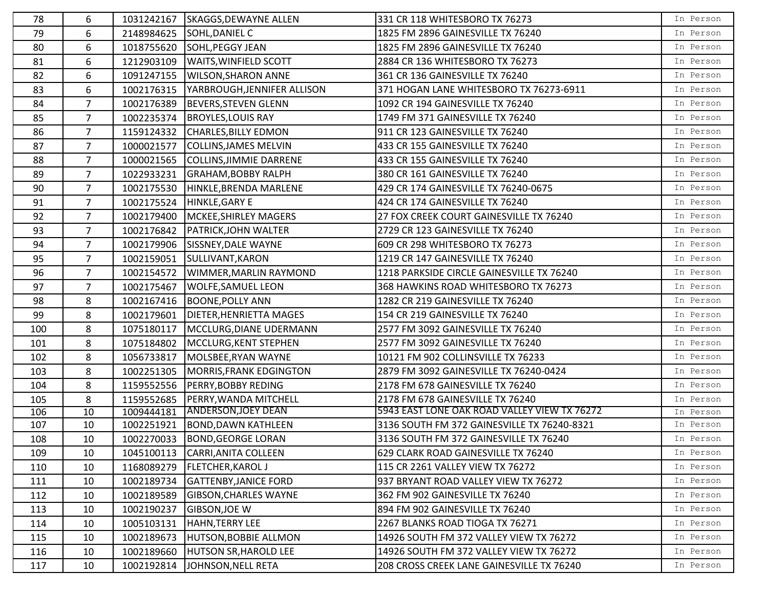| | | | | | |
|---|---|---|---|---|---|
| 78 | 6 | 1031242167 | SKAGGS,DEWAYNE ALLEN | 331 CR 118 WHITESBORO TX 76273 | In Person |
| 79 | 6 | 2148984625 | SOHL,DANIEL C | 1825 FM 2896 GAINESVILLE TX 76240 | In Person |
| 80 | 6 | 1018755620 | SOHL,PEGGY JEAN | 1825 FM 2896 GAINESVILLE TX 76240 | In Person |
| 81 | 6 | 1212903109 | WAITS,WINFIELD SCOTT | 2884 CR 136 WHITESBORO TX 76273 | In Person |
| 82 | 6 | 1091247155 | WILSON,SHARON ANNE | 361 CR 136 GAINESVILLE TX 76240 | In Person |
| 83 | 6 | 1002176315 | YARBROUGH,JENNIFER ALLISON | 371 HOGAN LANE WHITESBORO TX 76273-6911 | In Person |
| 84 | 7 | 1002176389 | BEVERS,STEVEN GLENN | 1092 CR 194 GAINESVILLE TX 76240 | In Person |
| 85 | 7 | 1002235374 | BROYLES,LOUIS RAY | 1749 FM 371 GAINESVILLE TX 76240 | In Person |
| 86 | 7 | 1159124332 | CHARLES,BILLY EDMON | 911 CR 123 GAINESVILLE TX 76240 | In Person |
| 87 | 7 | 1000021577 | COLLINS,JAMES MELVIN | 433 CR 155 GAINESVILLE TX 76240 | In Person |
| 88 | 7 | 1000021565 | COLLINS,JIMMIE DARRENE | 433 CR 155 GAINESVILLE TX 76240 | In Person |
| 89 | 7 | 1022933231 | GRAHAM,BOBBY RALPH | 380 CR 161 GAINESVILLE TX 76240 | In Person |
| 90 | 7 | 1002175530 | HINKLE,BRENDA MARLENE | 429 CR 174 GAINESVILLE TX 76240-0675 | In Person |
| 91 | 7 | 1002175524 | HINKLE,GARY E | 424 CR 174 GAINESVILLE TX 76240 | In Person |
| 92 | 7 | 1002179400 | MCKEE,SHIRLEY MAGERS | 27 FOX CREEK COURT GAINESVILLE TX 76240 | In Person |
| 93 | 7 | 1002176842 | PATRICK,JOHN WALTER | 2729 CR 123 GAINESVILLE TX 76240 | In Person |
| 94 | 7 | 1002179906 | SISSNEY,DALE WAYNE | 609 CR 298 WHITESBORO TX 76273 | In Person |
| 95 | 7 | 1002159051 | SULLIVANT,KARON | 1219 CR 147 GAINESVILLE TX 76240 | In Person |
| 96 | 7 | 1002154572 | WIMMER,MARLIN RAYMOND | 1218 PARKSIDE CIRCLE GAINESVILLE TX 76240 | In Person |
| 97 | 7 | 1002175467 | WOLFE,SAMUEL LEON | 368 HAWKINS ROAD WHITESBORO TX 76273 | In Person |
| 98 | 8 | 1002167416 | BOONE,POLLY ANN | 1282 CR 219 GAINESVILLE TX 76240 | In Person |
| 99 | 8 | 1002179601 | DIETER,HENRIETTA MAGES | 154 CR 219 GAINESVILLE TX 76240 | In Person |
| 100 | 8 | 1075180117 | MCCLURG,DIANE UDERMANN | 2577 FM 3092 GAINESVILLE TX 76240 | In Person |
| 101 | 8 | 1075184802 | MCCLURG,KENT STEPHEN | 2577 FM 3092 GAINESVILLE TX 76240 | In Person |
| 102 | 8 | 1056733817 | MOLSBEE,RYAN WAYNE | 10121 FM 902 COLLINSVILLE TX 76233 | In Person |
| 103 | 8 | 1002251305 | MORRIS,FRANK EDGINGTON | 2879 FM 3092 GAINESVILLE TX 76240-0424 | In Person |
| 104 | 8 | 1159552556 | PERRY,BOBBY REDING | 2178 FM 678 GAINESVILLE TX 76240 | In Person |
| 105 | 8 | 1159552685 | PERRY,WANDA MITCHELL | 2178 FM 678 GAINESVILLE TX 76240 | In Person |
| 106 | 10 | 1009444181 | ANDERSON,JOEY DEAN | 5943 EAST LONE OAK ROAD VALLEY VIEW TX 76272 | In Person |
| 107 | 10 | 1002251921 | BOND,DAWN KATHLEEN | 3136 SOUTH FM 372 GAINESVILLE TX 76240-8321 | In Person |
| 108 | 10 | 1002270033 | BOND,GEORGE LORAN | 3136 SOUTH FM 372 GAINESVILLE TX 76240 | In Person |
| 109 | 10 | 1045100113 | CARRI,ANITA COLLEEN | 629 CLARK ROAD GAINESVILLE TX 76240 | In Person |
| 110 | 10 | 1168089279 | FLETCHER,KAROL J | 115 CR 2261 VALLEY VIEW TX 76272 | In Person |
| 111 | 10 | 1002189734 | GATTENBY,JANICE FORD | 937 BRYANT ROAD VALLEY VIEW TX 76272 | In Person |
| 112 | 10 | 1002189589 | GIBSON,CHARLES WAYNE | 362 FM 902 GAINESVILLE TX 76240 | In Person |
| 113 | 10 | 1002190237 | GIBSON,JOE W | 894 FM 902 GAINESVILLE TX 76240 | In Person |
| 114 | 10 | 1005103131 | HAHN,TERRY LEE | 2267 BLANKS ROAD TIOGA TX 76271 | In Person |
| 115 | 10 | 1002189673 | HUTSON,BOBBIE ALLMON | 14926 SOUTH FM 372 VALLEY VIEW TX 76272 | In Person |
| 116 | 10 | 1002189660 | HUTSON SR,HAROLD LEE | 14926 SOUTH FM 372 VALLEY VIEW TX 76272 | In Person |
| 117 | 10 | 1002192814 | JOHNSON,NELL RETA | 208 CROSS CREEK LANE GAINESVILLE TX 76240 | In Person |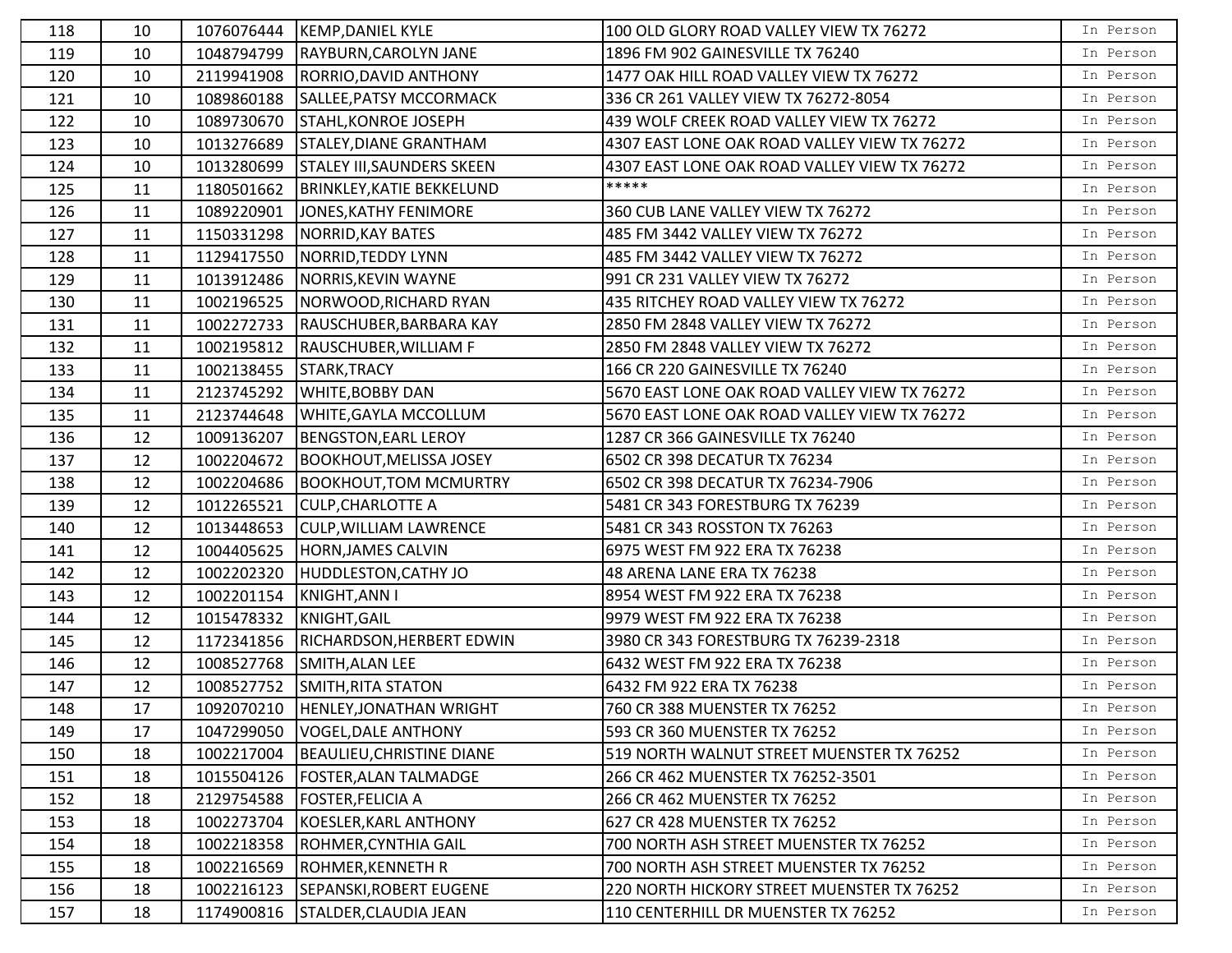| | | | | | |
|---|---|---|---|---|---|
| 118 | 10 | 1076076444 | KEMP,DANIEL KYLE | 100 OLD GLORY ROAD VALLEY VIEW TX 76272 | In Person |
| 119 | 10 | 1048794799 | RAYBURN,CAROLYN JANE | 1896 FM 902 GAINESVILLE TX 76240 | In Person |
| 120 | 10 | 2119941908 | RORRIO,DAVID ANTHONY | 1477 OAK HILL ROAD VALLEY VIEW TX 76272 | In Person |
| 121 | 10 | 1089860188 | SALLEE,PATSY MCCORMACK | 336 CR 261 VALLEY VIEW TX 76272-8054 | In Person |
| 122 | 10 | 1089730670 | STAHL,KONROE JOSEPH | 439 WOLF CREEK ROAD VALLEY VIEW TX 76272 | In Person |
| 123 | 10 | 1013276689 | STALEY,DIANE GRANTHAM | 4307 EAST LONE OAK ROAD VALLEY VIEW TX 76272 | In Person |
| 124 | 10 | 1013280699 | STALEY III,SAUNDERS SKEEN | 4307 EAST LONE OAK ROAD VALLEY VIEW TX 76272 | In Person |
| 125 | 11 | 1180501662 | BRINKLEY,KATIE BEKKELUND | ***** | In Person |
| 126 | 11 | 1089220901 | JONES,KATHY FENIMORE | 360 CUB LANE VALLEY VIEW TX 76272 | In Person |
| 127 | 11 | 1150331298 | NORRID,KAY BATES | 485 FM 3442 VALLEY VIEW TX 76272 | In Person |
| 128 | 11 | 1129417550 | NORRID,TEDDY LYNN | 485 FM 3442 VALLEY VIEW TX 76272 | In Person |
| 129 | 11 | 1013912486 | NORRIS,KEVIN WAYNE | 991 CR 231 VALLEY VIEW TX 76272 | In Person |
| 130 | 11 | 1002196525 | NORWOOD,RICHARD RYAN | 435 RITCHEY ROAD VALLEY VIEW TX 76272 | In Person |
| 131 | 11 | 1002272733 | RAUSCHUBER,BARBARA KAY | 2850 FM 2848 VALLEY VIEW TX 76272 | In Person |
| 132 | 11 | 1002195812 | RAUSCHUBER,WILLIAM F | 2850 FM 2848 VALLEY VIEW TX 76272 | In Person |
| 133 | 11 | 1002138455 | STARK,TRACY | 166 CR 220 GAINESVILLE TX 76240 | In Person |
| 134 | 11 | 2123745292 | WHITE,BOBBY DAN | 5670 EAST LONE OAK ROAD VALLEY VIEW TX 76272 | In Person |
| 135 | 11 | 2123744648 | WHITE,GAYLA MCCOLLUM | 5670 EAST LONE OAK ROAD VALLEY VIEW TX 76272 | In Person |
| 136 | 12 | 1009136207 | BENGSTON,EARL LEROY | 1287 CR 366 GAINESVILLE TX 76240 | In Person |
| 137 | 12 | 1002204672 | BOOKHOUT,MELISSA JOSEY | 6502 CR 398 DECATUR TX 76234 | In Person |
| 138 | 12 | 1002204686 | BOOKHOUT,TOM MCMURTRY | 6502 CR 398 DECATUR TX 76234-7906 | In Person |
| 139 | 12 | 1012265521 | CULP,CHARLOTTE A | 5481 CR 343 FORESTBURG TX 76239 | In Person |
| 140 | 12 | 1013448653 | CULP,WILLIAM LAWRENCE | 5481 CR 343 ROSSTON TX 76263 | In Person |
| 141 | 12 | 1004405625 | HORN,JAMES CALVIN | 6975 WEST FM 922 ERA TX 76238 | In Person |
| 142 | 12 | 1002202320 | HUDDLESTON,CATHY JO | 48 ARENA LANE ERA TX 76238 | In Person |
| 143 | 12 | 1002201154 | KNIGHT,ANN I | 8954 WEST FM 922 ERA TX 76238 | In Person |
| 144 | 12 | 1015478332 | KNIGHT,GAIL | 9979 WEST FM 922 ERA TX 76238 | In Person |
| 145 | 12 | 1172341856 | RICHARDSON,HERBERT EDWIN | 3980 CR 343 FORESTBURG TX 76239-2318 | In Person |
| 146 | 12 | 1008527768 | SMITH,ALAN LEE | 6432 WEST FM 922 ERA TX 76238 | In Person |
| 147 | 12 | 1008527752 | SMITH,RITA STATON | 6432 FM 922 ERA TX 76238 | In Person |
| 148 | 17 | 1092070210 | HENLEY,JONATHAN WRIGHT | 760 CR 388 MUENSTER TX 76252 | In Person |
| 149 | 17 | 1047299050 | VOGEL,DALE ANTHONY | 593 CR 360 MUENSTER TX 76252 | In Person |
| 150 | 18 | 1002217004 | BEAULIEU,CHRISTINE DIANE | 519 NORTH WALNUT STREET MUENSTER TX 76252 | In Person |
| 151 | 18 | 1015504126 | FOSTER,ALAN TALMADGE | 266 CR 462 MUENSTER TX 76252-3501 | In Person |
| 152 | 18 | 2129754588 | FOSTER,FELICIA A | 266 CR 462 MUENSTER TX 76252 | In Person |
| 153 | 18 | 1002273704 | KOESLER,KARL ANTHONY | 627 CR 428 MUENSTER TX 76252 | In Person |
| 154 | 18 | 1002218358 | ROHMER,CYNTHIA GAIL | 700 NORTH ASH STREET MUENSTER TX 76252 | In Person |
| 155 | 18 | 1002216569 | ROHMER,KENNETH R | 700 NORTH ASH STREET MUENSTER TX 76252 | In Person |
| 156 | 18 | 1002216123 | SEPANSKI,ROBERT EUGENE | 220 NORTH HICKORY STREET MUENSTER TX 76252 | In Person |
| 157 | 18 | 1174900816 | STALDER,CLAUDIA JEAN | 110 CENTERHILL DR MUENSTER TX 76252 | In Person |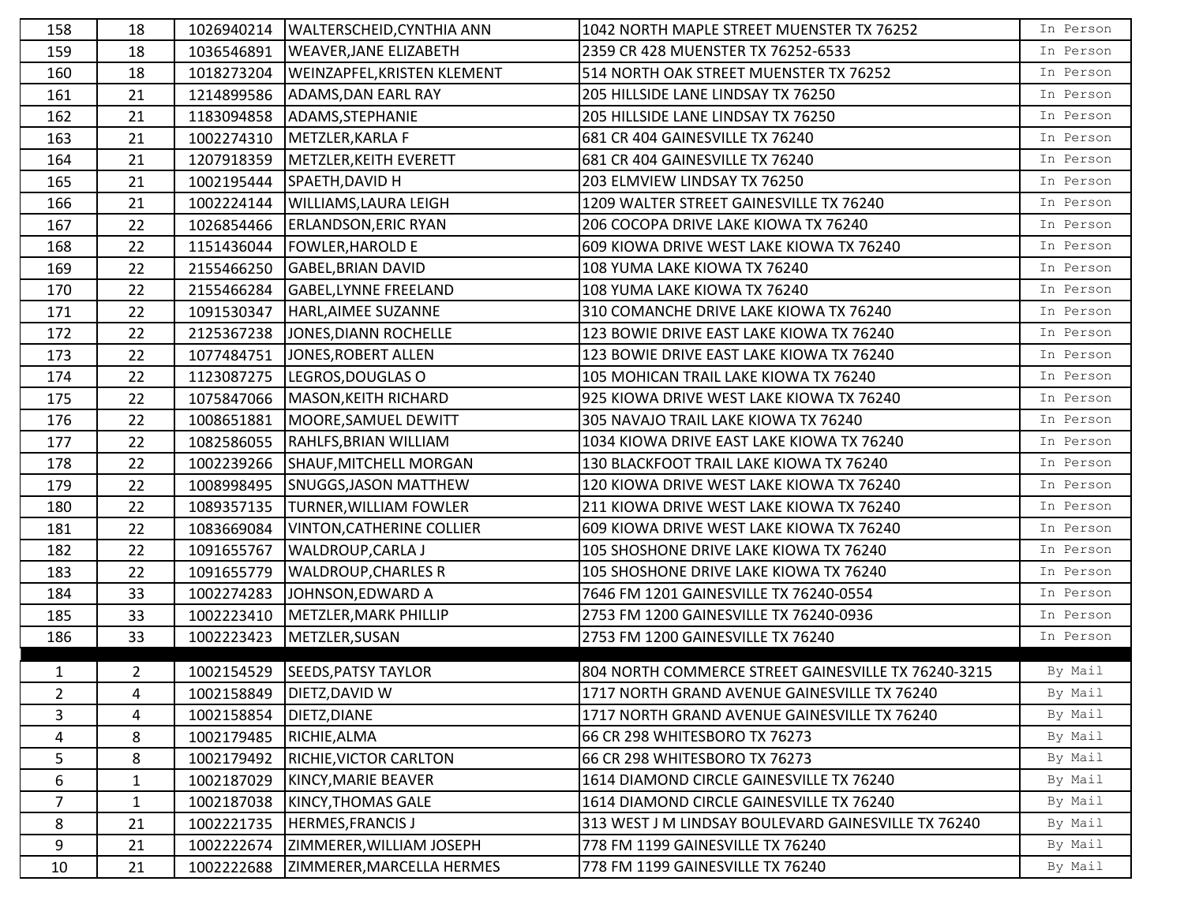| | | | | | |
|---|---|---|---|---|---|
| 158 | 18 | 1026940214 | WALTERSCHEID,CYNTHIA ANN | 1042 NORTH MAPLE STREET MUENSTER TX 76252 | In Person |
| 159 | 18 | 1036546891 | WEAVER,JANE ELIZABETH | 2359 CR 428 MUENSTER TX 76252-6533 | In Person |
| 160 | 18 | 1018273204 | WEINZAPFEL,KRISTEN KLEMENT | 514 NORTH OAK STREET MUENSTER TX 76252 | In Person |
| 161 | 21 | 1214899586 | ADAMS,DAN EARL RAY | 205 HILLSIDE LANE LINDSAY TX 76250 | In Person |
| 162 | 21 | 1183094858 | ADAMS,STEPHANIE | 205 HILLSIDE LANE LINDSAY TX 76250 | In Person |
| 163 | 21 | 1002274310 | METZLER,KARLA F | 681 CR 404 GAINESVILLE TX 76240 | In Person |
| 164 | 21 | 1207918359 | METZLER,KEITH EVERETT | 681 CR 404 GAINESVILLE TX 76240 | In Person |
| 165 | 21 | 1002195444 | SPAETH,DAVID H | 203 ELMVIEW LINDSAY TX 76250 | In Person |
| 166 | 21 | 1002224144 | WILLIAMS,LAURA LEIGH | 1209 WALTER STREET GAINESVILLE TX 76240 | In Person |
| 167 | 22 | 1026854466 | ERLANDSON,ERIC RYAN | 206 COCOPA DRIVE LAKE KIOWA TX 76240 | In Person |
| 168 | 22 | 1151436044 | FOWLER,HAROLD E | 609 KIOWA DRIVE WEST LAKE KIOWA TX 76240 | In Person |
| 169 | 22 | 2155466250 | GABEL,BRIAN DAVID | 108 YUMA LAKE KIOWA TX 76240 | In Person |
| 170 | 22 | 2155466284 | GABEL,LYNNE FREELAND | 108 YUMA LAKE KIOWA TX 76240 | In Person |
| 171 | 22 | 1091530347 | HARL,AIMEE SUZANNE | 310 COMANCHE DRIVE LAKE KIOWA TX 76240 | In Person |
| 172 | 22 | 2125367238 | JONES,DIANN ROCHELLE | 123 BOWIE DRIVE EAST LAKE KIOWA TX 76240 | In Person |
| 173 | 22 | 1077484751 | JONES,ROBERT ALLEN | 123 BOWIE DRIVE EAST LAKE KIOWA TX 76240 | In Person |
| 174 | 22 | 1123087275 | LEGROS,DOUGLAS O | 105 MOHICAN TRAIL LAKE KIOWA TX 76240 | In Person |
| 175 | 22 | 1075847066 | MASON,KEITH RICHARD | 925 KIOWA DRIVE WEST LAKE KIOWA TX 76240 | In Person |
| 176 | 22 | 1008651881 | MOORE,SAMUEL DEWITT | 305 NAVAJO TRAIL LAKE KIOWA TX 76240 | In Person |
| 177 | 22 | 1082586055 | RAHLFS,BRIAN WILLIAM | 1034 KIOWA DRIVE EAST LAKE KIOWA TX 76240 | In Person |
| 178 | 22 | 1002239266 | SHAUF,MITCHELL MORGAN | 130 BLACKFOOT TRAIL LAKE KIOWA TX 76240 | In Person |
| 179 | 22 | 1008998495 | SNUGGS,JASON MATTHEW | 120 KIOWA DRIVE WEST LAKE KIOWA TX 76240 | In Person |
| 180 | 22 | 1089357135 | TURNER,WILLIAM FOWLER | 211 KIOWA DRIVE WEST LAKE KIOWA TX 76240 | In Person |
| 181 | 22 | 1083669084 | VINTON,CATHERINE COLLIER | 609 KIOWA DRIVE WEST LAKE KIOWA TX 76240 | In Person |
| 182 | 22 | 1091655767 | WALDROUP,CARLA J | 105 SHOSHONE DRIVE LAKE KIOWA TX 76240 | In Person |
| 183 | 22 | 1091655779 | WALDROUP,CHARLES R | 105 SHOSHONE DRIVE LAKE KIOWA TX 76240 | In Person |
| 184 | 33 | 1002274283 | JOHNSON,EDWARD A | 7646 FM 1201 GAINESVILLE TX 76240-0554 | In Person |
| 185 | 33 | 1002223410 | METZLER,MARK PHILLIP | 2753 FM 1200 GAINESVILLE TX 76240-0936 | In Person |
| 186 | 33 | 1002223423 | METZLER,SUSAN | 2753 FM 1200 GAINESVILLE TX 76240 | In Person |

| | | | | | |
|---|---|---|---|---|---|
| 1 | 2 | 1002154529 | SEEDS,PATSY TAYLOR | 804 NORTH COMMERCE STREET GAINESVILLE TX 76240-3215 | By Mail |
| 2 | 4 | 1002158849 | DIETZ,DAVID W | 1717 NORTH GRAND AVENUE GAINESVILLE TX 76240 | By Mail |
| 3 | 4 | 1002158854 | DIETZ,DIANE | 1717 NORTH GRAND AVENUE GAINESVILLE TX 76240 | By Mail |
| 4 | 8 | 1002179485 | RICHIE,ALMA | 66 CR 298 WHITESBORO TX 76273 | By Mail |
| 5 | 8 | 1002179492 | RICHIE,VICTOR CARLTON | 66 CR 298 WHITESBORO TX 76273 | By Mail |
| 6 | 1 | 1002187029 | KINCY,MARIE BEAVER | 1614 DIAMOND CIRCLE GAINESVILLE TX 76240 | By Mail |
| 7 | 1 | 1002187038 | KINCY,THOMAS GALE | 1614 DIAMOND CIRCLE GAINESVILLE TX 76240 | By Mail |
| 8 | 21 | 1002221735 | HERMES,FRANCIS J | 313 WEST J M LINDSAY BOULEVARD GAINESVILLE TX 76240 | By Mail |
| 9 | 21 | 1002222674 | ZIMMERER,WILLIAM JOSEPH | 778 FM 1199 GAINESVILLE TX 76240 | By Mail |
| 10 | 21 | 1002222688 | ZIMMERER,MARCELLA HERMES | 778 FM 1199 GAINESVILLE TX 76240 | By Mail |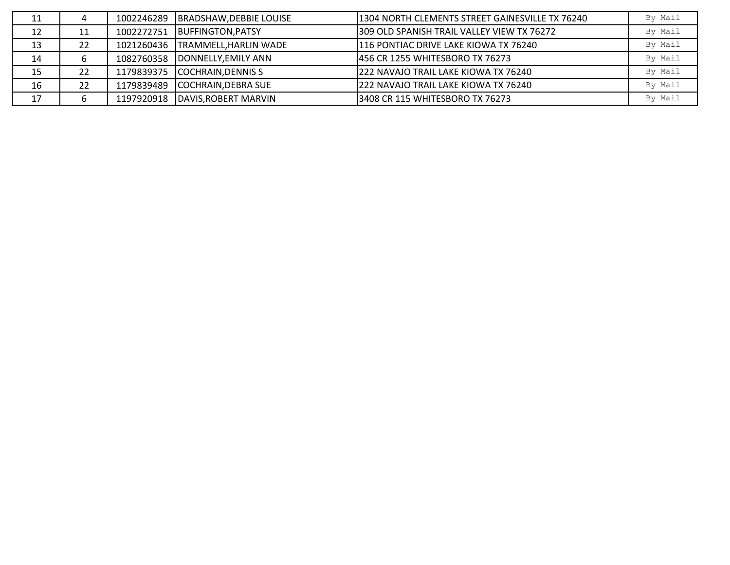| | | | | | |
|---|---|---|---|---|---|
| 11 | 4 | 1002246289 | BRADSHAW,DEBBIE LOUISE | 1304 NORTH CLEMENTS STREET GAINESVILLE TX 76240 | By Mail |
| 12 | 11 | 1002272751 | BUFFINGTON,PATSY | 309 OLD SPANISH TRAIL VALLEY VIEW TX 76272 | By Mail |
| 13 | 22 | 1021260436 | TRAMMELL,HARLIN WADE | 116 PONTIAC DRIVE LAKE KIOWA TX 76240 | By Mail |
| 14 | 6 | 1082760358 | DONNELLY,EMILY ANN | 456 CR 1255 WHITESBORO TX 76273 | By Mail |
| 15 | 22 | 1179839375 | COCHRAIN,DENNIS S | 222 NAVAJO TRAIL LAKE KIOWA TX 76240 | By Mail |
| 16 | 22 | 1179839489 | COCHRAIN,DEBRA SUE | 222 NAVAJO TRAIL LAKE KIOWA TX 76240 | By Mail |
| 17 | 6 | 1197920918 | DAVIS,ROBERT MARVIN | 3408 CR 115 WHITESBORO TX 76273 | By Mail |